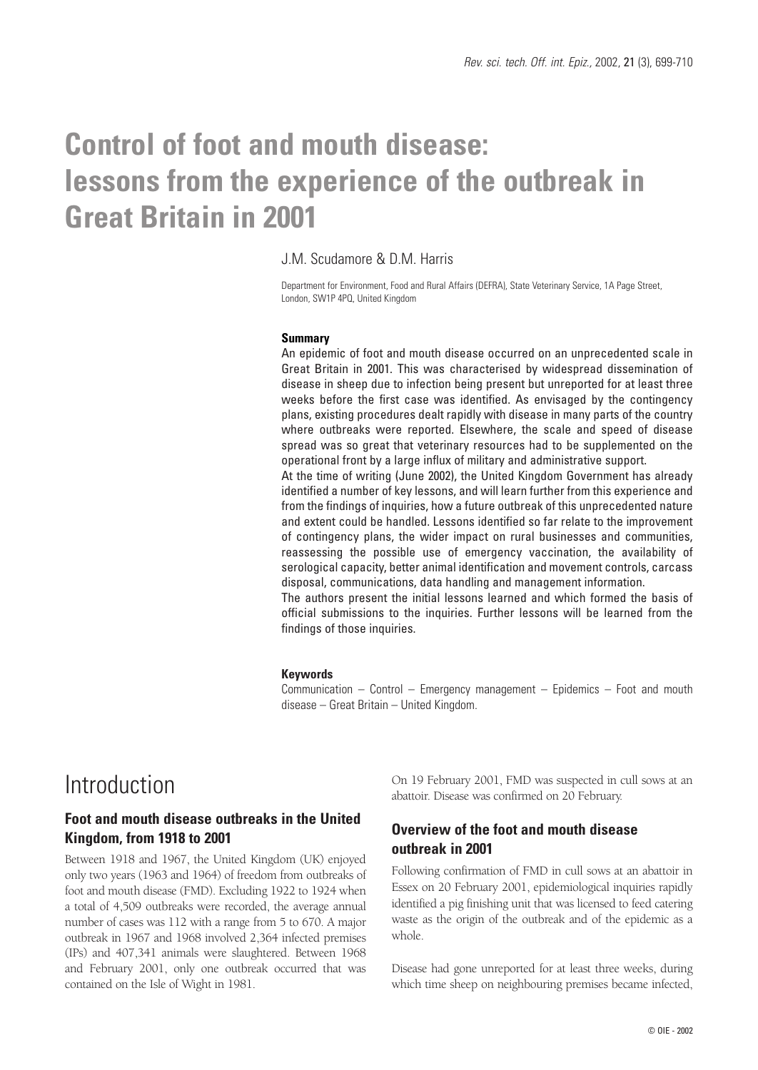# Control of foot and mouth disease: lessons from the experience of the outbreak in Great Britain in 2001

J.M. Scudamore & D.M. Harris

Department for Environment, Food and Rural Affairs (DEFRA), State Veterinary Service, 1A Page Street, London, SW1P 4PQ, United Kingdom

### Summary

An epidemic of foot and mouth disease occurred on an unprecedented scale in Great Britain in 2001. This was characterised by widespread dissemination of disease in sheep due to infection being present but unreported for at least three weeks before the first case was identified. As envisaged by the contingency plans, existing procedures dealt rapidly with disease in many parts of the country where outbreaks were reported. Elsewhere, the scale and speed of disease spread was so great that veterinary resources had to be supplemented on the operational front by a large influx of military and administrative support.

At the time of writing (June 2002), the United Kingdom Government has already identified a number of key lessons, and will learn further from this experience and from the findings of inquiries, how a future outbreak of this unprecedented nature and extent could be handled. Lessons identified so far relate to the improvement of contingency plans, the wider impact on rural businesses and communities, reassessing the possible use of emergency vaccination, the availability of serological capacity, better animal identification and movement controls, carcass disposal, communications, data handling and management information.

The authors present the initial lessons learned and which formed the basis of official submissions to the inquiries. Further lessons will be learned from the findings of those inquiries.

### Keywords

Communication – Control – Emergency management – Epidemics – Foot and mouth disease – Great Britain – United Kingdom.

## Introduction

### Foot and mouth disease outbreaks in the United Kingdom, from 1918 to 2001

Between 1918 and 1967, the United Kingdom (UK) enjoyed only two years (1963 and 1964) of freedom from outbreaks of foot and mouth disease (FMD). Excluding 1922 to 1924 when a total of 4,509 outbreaks were recorded, the average annual number of cases was 112 with a range from 5 to 670. A major outbreak in 1967 and 1968 involved 2,364 infected premises (IPs) and 407,341 animals were slaughtered. Between 1968 and February 2001, only one outbreak occurred that was contained on the Isle of Wight in 1981.

On 19 February 2001, FMD was suspected in cull sows at an abattoir. Disease was confirmed on 20 February.

### Overview of the foot and mouth disease outbreak in 2001

Following confirmation of FMD in cull sows at an abattoir in Essex on 20 February 2001, epidemiological inquiries rapidly identified a pig finishing unit that was licensed to feed catering waste as the origin of the outbreak and of the epidemic as a whole.

Disease had gone unreported for at least three weeks, during which time sheep on neighbouring premises became infected,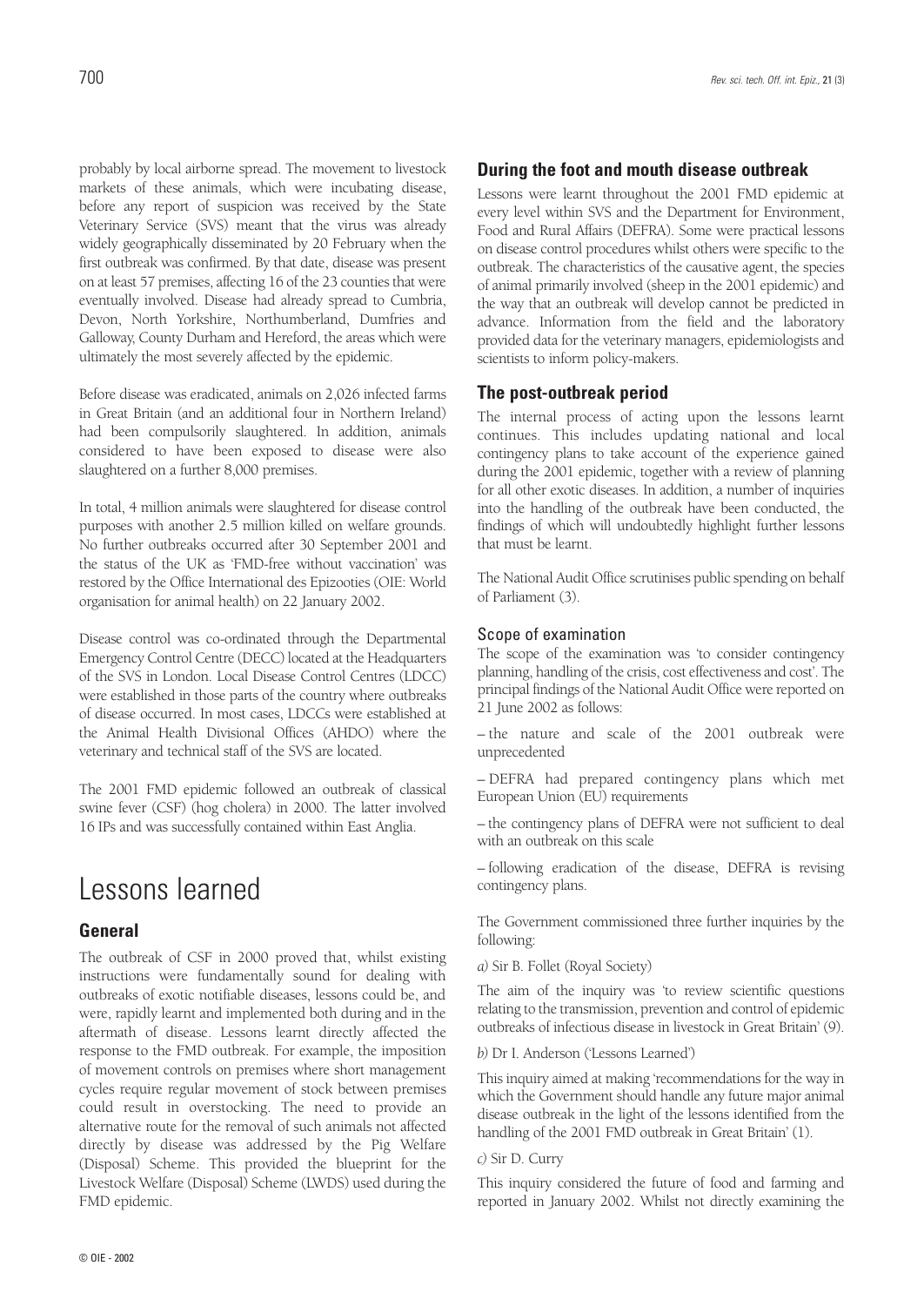probably by local airborne spread. The movement to livestock markets of these animals, which were incubating disease, before any report of suspicion was received by the State Veterinary Service (SVS) meant that the virus was already widely geographically disseminated by 20 February when the first outbreak was confirmed. By that date, disease was present on at least 57 premises, affecting 16 of the 23 counties that were eventually involved. Disease had already spread to Cumbria, Devon, North Yorkshire, Northumberland, Dumfries and Galloway, County Durham and Hereford, the areas which were ultimately the most severely affected by the epidemic.

Before disease was eradicated, animals on 2,026 infected farms in Great Britain (and an additional four in Northern Ireland) had been compulsorily slaughtered. In addition, animals considered to have been exposed to disease were also slaughtered on a further 8,000 premises.

In total, 4 million animals were slaughtered for disease control purposes with another 2.5 million killed on welfare grounds. No further outbreaks occurred after 30 September 2001 and the status of the UK as 'FMD-free without vaccination' was restored by the Office International des Epizooties (OIE: World organisation for animal health) on 22 January 2002.

Disease control was co-ordinated through the Departmental Emergency Control Centre (DECC) located at the Headquarters of the SVS in London. Local Disease Control Centres (LDCC) were established in those parts of the country where outbreaks of disease occurred. In most cases, LDCCs were established at the Animal Health Divisional Offices (AHDO) where the veterinary and technical staff of the SVS are located.

The 2001 FMD epidemic followed an outbreak of classical swine fever (CSF) (hog cholera) in 2000. The latter involved 16 IPs and was successfully contained within East Anglia.

# Lessons learned

## General

The outbreak of CSF in 2000 proved that, whilst existing instructions were fundamentally sound for dealing with outbreaks of exotic notifiable diseases, lessons could be, and were, rapidly learnt and implemented both during and in the aftermath of disease. Lessons learnt directly affected the response to the FMD outbreak. For example, the imposition of movement controls on premises where short management cycles require regular movement of stock between premises could result in overstocking. The need to provide an alternative route for the removal of such animals not affected directly by disease was addressed by the Pig Welfare (Disposal) Scheme. This provided the blueprint for the Livestock Welfare (Disposal) Scheme (LWDS) used during the FMD epidemic.

## During the foot and mouth disease outbreak

Lessons were learnt throughout the 2001 FMD epidemic at every level within SVS and the Department for Environment, Food and Rural Affairs (DEFRA). Some were practical lessons on disease control procedures whilst others were specific to the outbreak. The characteristics of the causative agent, the species of animal primarily involved (sheep in the 2001 epidemic) and the way that an outbreak will develop cannot be predicted in advance. Information from the field and the laboratory provided data for the veterinary managers, epidemiologists and scientists to inform policy-makers.

## The post-outbreak period

The internal process of acting upon the lessons learnt continues. This includes updating national and local contingency plans to take account of the experience gained during the 2001 epidemic, together with a review of planning for all other exotic diseases. In addition, a number of inquiries into the handling of the outbreak have been conducted, the findings of which will undoubtedly highlight further lessons that must be learnt.

The National Audit Office scrutinises public spending on behalf of Parliament (3).

### Scope of examination

The scope of the examination was 'to consider contingency planning, handling of the crisis, cost effectiveness and cost'. The principal findings of the National Audit Office were reported on 21 June 2002 as follows:

– the nature and scale of the 2001 outbreak were unprecedented

– DEFRA had prepared contingency plans which met European Union (EU) requirements

– the contingency plans of DEFRA were not sufficient to deal with an outbreak on this scale

– following eradication of the disease, DEFRA is revising contingency plans.

The Government commissioned three further inquiries by the following:

*a)* Sir B. Follet (Royal Society)

The aim of the inquiry was 'to review scientific questions relating to the transmission, prevention and control of epidemic outbreaks of infectious disease in livestock in Great Britain' (9).

*b)* Dr I. Anderson ('Lessons Learned')

This inquiry aimed at making 'recommendations for the way in which the Government should handle any future major animal disease outbreak in the light of the lessons identified from the handling of the 2001 FMD outbreak in Great Britain' (1).

*c)* Sir D. Curry

This inquiry considered the future of food and farming and reported in January 2002. Whilst not directly examining the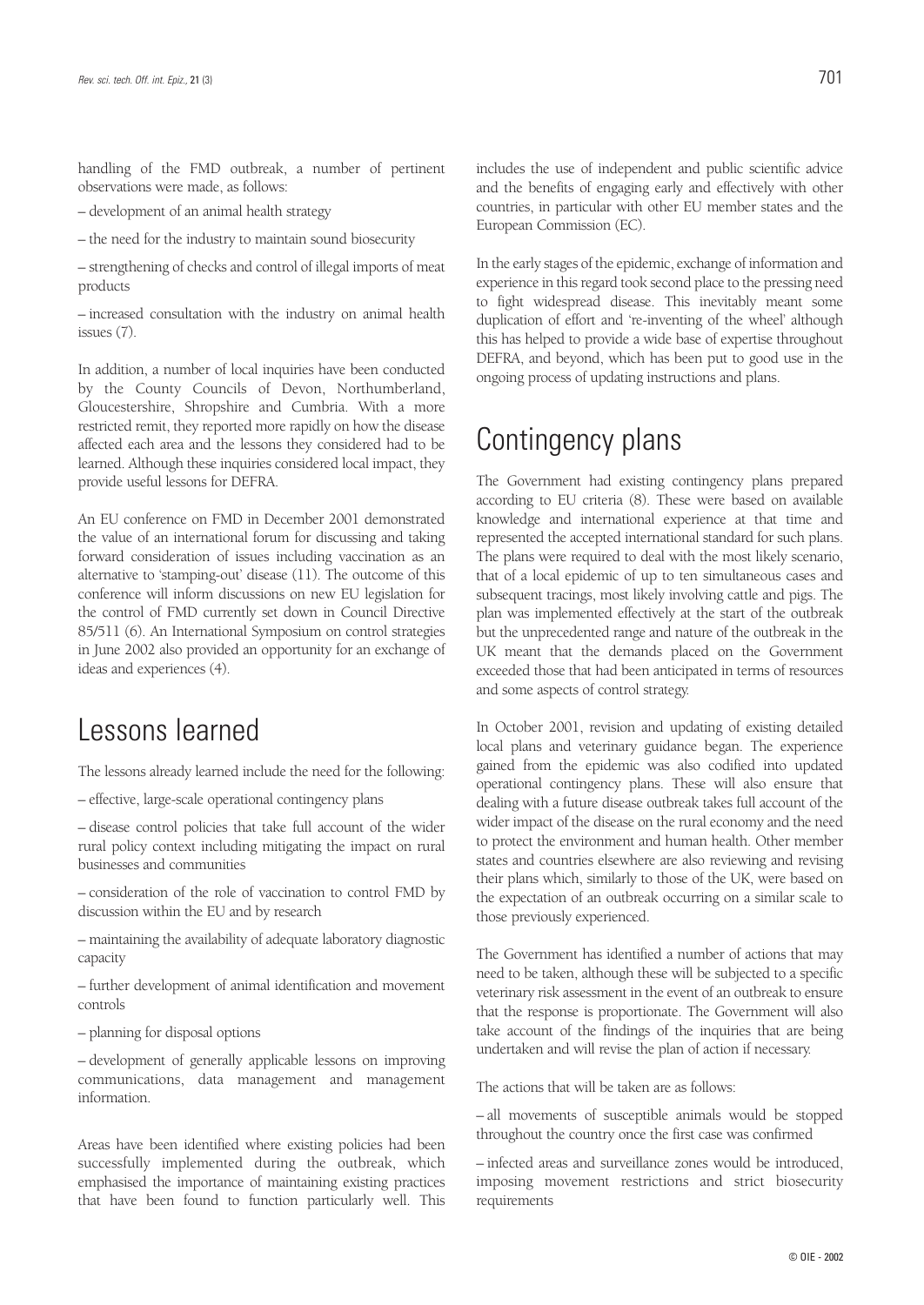handling of the FMD outbreak, a number of pertinent observations were made, as follows:

– development of an animal health strategy

– the need for the industry to maintain sound biosecurity

– strengthening of checks and control of illegal imports of meat products

– increased consultation with the industry on animal health issues (7).

In addition, a number of local inquiries have been conducted by the County Councils of Devon, Northumberland, Gloucestershire, Shropshire and Cumbria. With a more restricted remit, they reported more rapidly on how the disease affected each area and the lessons they considered had to be learned. Although these inquiries considered local impact, they provide useful lessons for DEFRA.

An EU conference on FMD in December 2001 demonstrated the value of an international forum for discussing and taking forward consideration of issues including vaccination as an alternative to 'stamping-out' disease (11). The outcome of this conference will inform discussions on new EU legislation for the control of FMD currently set down in Council Directive 85/511 (6). An International Symposium on control strategies in June 2002 also provided an opportunity for an exchange of ideas and experiences (4).

# Lessons learned

The lessons already learned include the need for the following:

– effective, large-scale operational contingency plans

– disease control policies that take full account of the wider rural policy context including mitigating the impact on rural businesses and communities

– consideration of the role of vaccination to control FMD by discussion within the EU and by research

– maintaining the availability of adequate laboratory diagnostic capacity

– further development of animal identification and movement controls

– planning for disposal options

– development of generally applicable lessons on improving communications, data management and management information.

Areas have been identified where existing policies had been successfully implemented during the outbreak, which emphasised the importance of maintaining existing practices that have been found to function particularly well. This includes the use of independent and public scientific advice and the benefits of engaging early and effectively with other countries, in particular with other EU member states and the European Commission (EC).

In the early stages of the epidemic, exchange of information and experience in this regard took second place to the pressing need to fight widespread disease. This inevitably meant some duplication of effort and 're-inventing of the wheel' although this has helped to provide a wide base of expertise throughout DEFRA, and beyond, which has been put to good use in the ongoing process of updating instructions and plans.

# Contingency plans

The Government had existing contingency plans prepared according to EU criteria (8). These were based on available knowledge and international experience at that time and represented the accepted international standard for such plans. The plans were required to deal with the most likely scenario, that of a local epidemic of up to ten simultaneous cases and subsequent tracings, most likely involving cattle and pigs. The plan was implemented effectively at the start of the outbreak but the unprecedented range and nature of the outbreak in the UK meant that the demands placed on the Government exceeded those that had been anticipated in terms of resources and some aspects of control strategy.

In October 2001, revision and updating of existing detailed local plans and veterinary guidance began. The experience gained from the epidemic was also codified into updated operational contingency plans. These will also ensure that dealing with a future disease outbreak takes full account of the wider impact of the disease on the rural economy and the need to protect the environment and human health. Other member states and countries elsewhere are also reviewing and revising their plans which, similarly to those of the UK, were based on the expectation of an outbreak occurring on a similar scale to those previously experienced.

The Government has identified a number of actions that may need to be taken, although these will be subjected to a specific veterinary risk assessment in the event of an outbreak to ensure that the response is proportionate. The Government will also take account of the findings of the inquiries that are being undertaken and will revise the plan of action if necessary.

The actions that will be taken are as follows:

– all movements of susceptible animals would be stopped throughout the country once the first case was confirmed

– infected areas and surveillance zones would be introduced, imposing movement restrictions and strict biosecurity requirements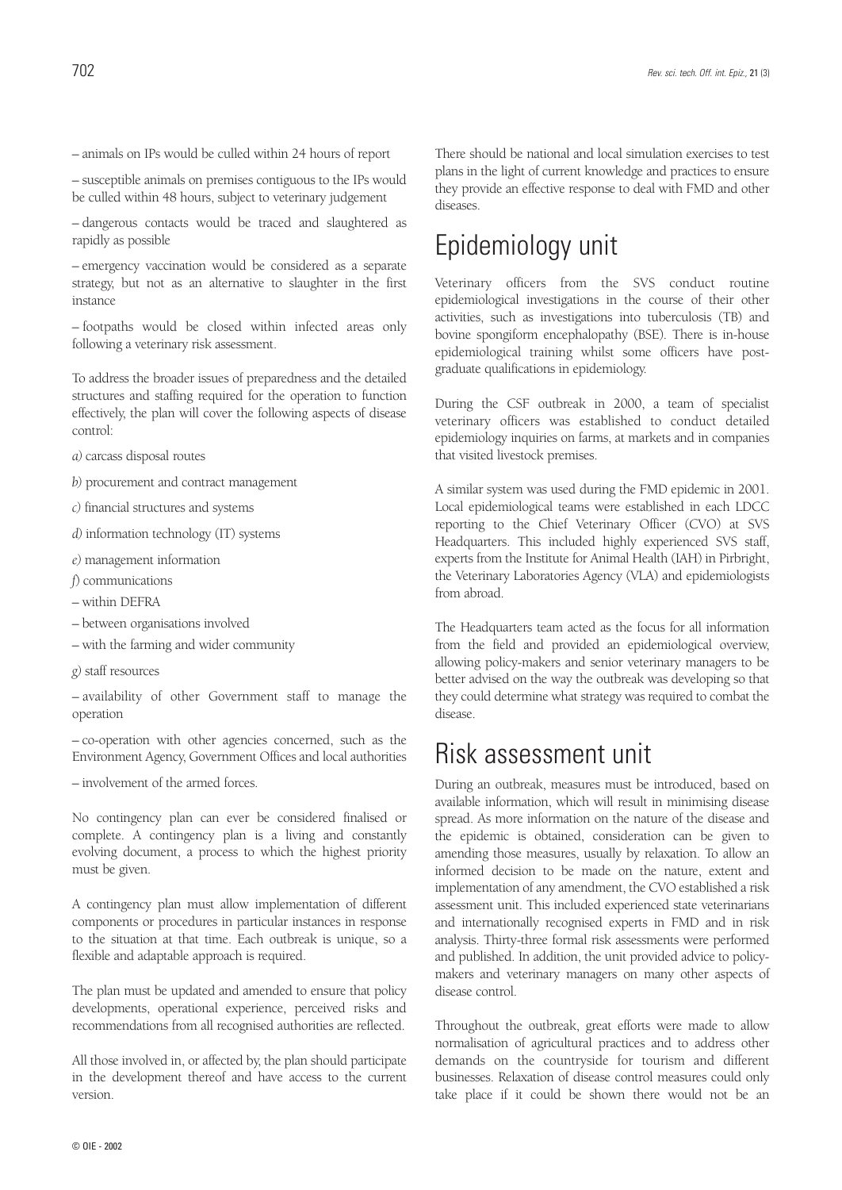– animals on IPs would be culled within 24 hours of report

– susceptible animals on premises contiguous to the IPs would be culled within 48 hours, subject to veterinary judgement

– dangerous contacts would be traced and slaughtered as rapidly as possible

– emergency vaccination would be considered as a separate strategy, but not as an alternative to slaughter in the first instance

– footpaths would be closed within infected areas only following a veterinary risk assessment.

To address the broader issues of preparedness and the detailed structures and staffing required for the operation to function effectively, the plan will cover the following aspects of disease control:

*a)* carcass disposal routes

*b)* procurement and contract management

*c)* financial structures and systems

*d)* information technology (IT) systems

*e)* management information

*f)* communications

– within DEFRA

– between organisations involved

– with the farming and wider community

*g)* staff resources

– availability of other Government staff to manage the operation

– co-operation with other agencies concerned, such as the Environment Agency, Government Offices and local authorities

– involvement of the armed forces.

No contingency plan can ever be considered finalised or complete. A contingency plan is a living and constantly evolving document, a process to which the highest priority must be given.

A contingency plan must allow implementation of different components or procedures in particular instances in response to the situation at that time. Each outbreak is unique, so a flexible and adaptable approach is required.

The plan must be updated and amended to ensure that policy developments, operational experience, perceived risks and recommendations from all recognised authorities are reflected.

All those involved in, or affected by, the plan should participate in the development thereof and have access to the current version.

There should be national and local simulation exercises to test plans in the light of current knowledge and practices to ensure they provide an effective response to deal with FMD and other diseases.

# Epidemiology unit

Veterinary officers from the SVS conduct routine epidemiological investigations in the course of their other activities, such as investigations into tuberculosis (TB) and bovine spongiform encephalopathy (BSE). There is in-house epidemiological training whilst some officers have post-graduate qualifications in epidemiology.

During the CSF outbreak in 2000, a team of specialist veterinary officers was established to conduct detailed epidemiology inquiries on farms, at markets and in companies that visited livestock premises.

A similar system was used during the FMD epidemic in 2001. Local epidemiological teams were established in each LDCC reporting to the Chief Veterinary Officer (CVO) at SVS Headquarters. This included highly experienced SVS staff, experts from the Institute for Animal Health (IAH) in Pirbright, the Veterinary Laboratories Agency (VLA) and epidemiologists from abroad.

The Headquarters team acted as the focus for all information from the field and provided an epidemiological overview, allowing policy-makers and senior veterinary managers to be better advised on the way the outbreak was developing so that they could determine what strategy was required to combat the disease.

# Risk assessment unit

During an outbreak, measures must be introduced, based on available information, which will result in minimising disease spread. As more information on the nature of the disease and the epidemic is obtained, consideration can be given to amending those measures, usually by relaxation. To allow an informed decision to be made on the nature, extent and implementation of any amendment, the CVO established a risk assessment unit. This included experienced state veterinarians and internationally recognised experts in FMD and in risk analysis. Thirty-three formal risk assessments were performed and published. In addition, the unit provided advice to policy-makers and veterinary managers on many other aspects of disease control.

Throughout the outbreak, great efforts were made to allow normalisation of agricultural practices and to address other demands on the countryside for tourism and different businesses. Relaxation of disease control measures could only take place if it could be shown there would not be an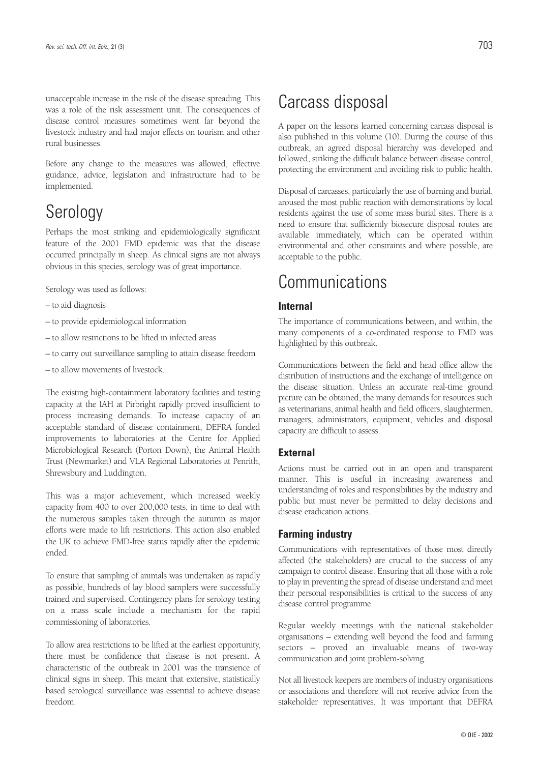unacceptable increase in the risk of the disease spreading. This was a role of the risk assessment unit. The consequences of disease control measures sometimes went far beyond the livestock industry and had major effects on tourism and other rural businesses.

Before any change to the measures was allowed, effective guidance, advice, legislation and infrastructure had to be implemented.

# Serology

Perhaps the most striking and epidemiologically significant feature of the 2001 FMD epidemic was that the disease occurred principally in sheep. As clinical signs are not always obvious in this species, serology was of great importance.

Serology was used as follows:

– to aid diagnosis

– to provide epidemiological information

– to allow restrictions to be lifted in infected areas

– to carry out surveillance sampling to attain disease freedom

– to allow movements of livestock.

The existing high-containment laboratory facilities and testing capacity at the IAH at Pirbright rapidly proved insufficient to process increasing demands. To increase capacity of an acceptable standard of disease containment, DEFRA funded improvements to laboratories at the Centre for Applied Microbiological Research (Porton Down), the Animal Health Trust (Newmarket) and VLA Regional Laboratories at Penrith, Shrewsbury and Luddington.

This was a major achievement, which increased weekly capacity from 400 to over 200,000 tests, in time to deal with the numerous samples taken through the autumn as major efforts were made to lift restrictions. This action also enabled the UK to achieve FMD-free status rapidly after the epidemic ended.

To ensure that sampling of animals was undertaken as rapidly as possible, hundreds of lay blood samplers were successfully trained and supervised. Contingency plans for serology testing on a mass scale include a mechanism for the rapid commissioning of laboratories.

To allow area restrictions to be lifted at the earliest opportunity, there must be confidence that disease is not present. A characteristic of the outbreak in 2001 was the transience of clinical signs in sheep. This meant that extensive, statistically based serological surveillance was essential to achieve disease freedom.

# Carcass disposal

A paper on the lessons learned concerning carcass disposal is also published in this volume (10). During the course of this outbreak, an agreed disposal hierarchy was developed and followed, striking the difficult balance between disease control, protecting the environment and avoiding risk to public health.

Disposal of carcasses, particularly the use of burning and burial, aroused the most public reaction with demonstrations by local residents against the use of some mass burial sites. There is a need to ensure that sufficiently biosecure disposal routes are available immediately, which can be operated within environmental and other constraints and where possible, are acceptable to the public.

# Communications

## Internal

The importance of communications between, and within, the many components of a co-ordinated response to FMD was highlighted by this outbreak.

Communications between the field and head office allow the distribution of instructions and the exchange of intelligence on the disease situation. Unless an accurate real-time ground picture can be obtained, the many demands for resources such as veterinarians, animal health and field officers, slaughtermen, managers, administrators, equipment, vehicles and disposal capacity are difficult to assess.

## External

Actions must be carried out in an open and transparent manner. This is useful in increasing awareness and understanding of roles and responsibilities by the industry and public but must never be permitted to delay decisions and disease eradication actions.

## Farming industry

Communications with representatives of those most directly affected (the stakeholders) are crucial to the success of any campaign to control disease. Ensuring that all those with a role to play in preventing the spread of disease understand and meet their personal responsibilities is critical to the success of any disease control programme.

Regular weekly meetings with the national stakeholder organisations – extending well beyond the food and farming sectors – proved an invaluable means of two-way communication and joint problem-solving.

Not all livestock keepers are members of industry organisations or associations and therefore will not receive advice from the stakeholder representatives. It was important that DEFRA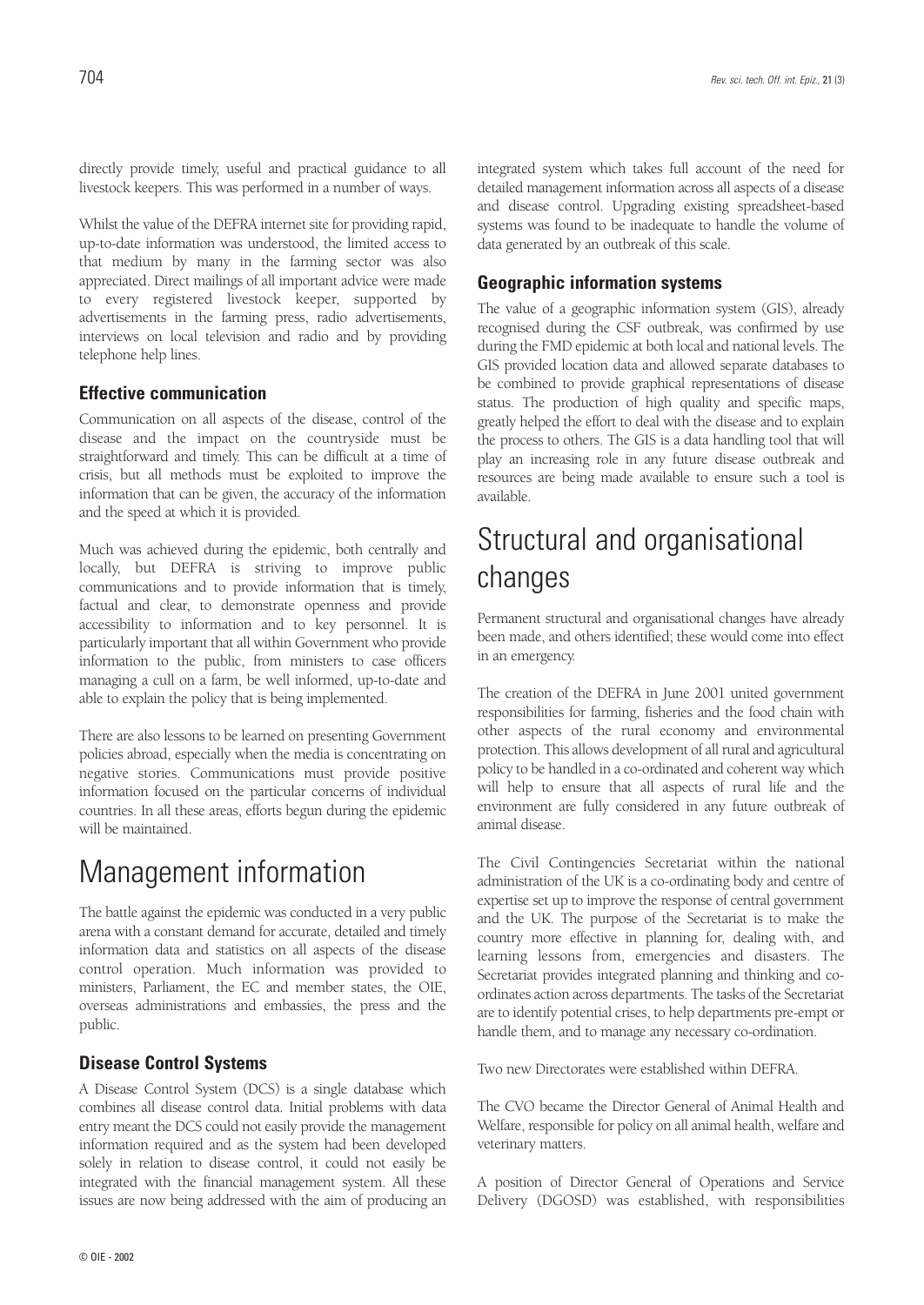directly provide timely, useful and practical guidance to all livestock keepers. This was performed in a number of ways.

Whilst the value of the DEFRA internet site for providing rapid, up-to-date information was understood, the limited access to that medium by many in the farming sector was also appreciated. Direct mailings of all important advice were made to every registered livestock keeper, supported by advertisements in the farming press, radio advertisements, interviews on local television and radio and by providing telephone help lines.

### Effective communication

Communication on all aspects of the disease, control of the disease and the impact on the countryside must be straightforward and timely. This can be difficult at a time of crisis, but all methods must be exploited to improve the information that can be given, the accuracy of the information and the speed at which it is provided.

Much was achieved during the epidemic, both centrally and locally, but DEFRA is striving to improve public communications and to provide information that is timely, factual and clear, to demonstrate openness and provide accessibility to information and to key personnel. It is particularly important that all within Government who provide information to the public, from ministers to case officers managing a cull on a farm, be well informed, up-to-date and able to explain the policy that is being implemented.

There are also lessons to be learned on presenting Government policies abroad, especially when the media is concentrating on negative stories. Communications must provide positive information focused on the particular concerns of individual countries. In all these areas, efforts begun during the epidemic will be maintained.

## Management information

The battle against the epidemic was conducted in a very public arena with a constant demand for accurate, detailed and timely information data and statistics on all aspects of the disease control operation. Much information was provided to ministers, Parliament, the EC and member states, the OIE, overseas administrations and embassies, the press and the public.

### Disease Control Systems

A Disease Control System (DCS) is a single database which combines all disease control data. Initial problems with data entry meant the DCS could not easily provide the management information required and as the system had been developed solely in relation to disease control, it could not easily be integrated with the financial management system. All these issues are now being addressed with the aim of producing an integrated system which takes full account of the need for detailed management information across all aspects of a disease and disease control. Upgrading existing spreadsheet-based systems was found to be inadequate to handle the volume of data generated by an outbreak of this scale.

### Geographic information systems

The value of a geographic information system (GIS), already recognised during the CSF outbreak, was confirmed by use during the FMD epidemic at both local and national levels. The GIS provided location data and allowed separate databases to be combined to provide graphical representations of disease status. The production of high quality and specific maps, greatly helped the effort to deal with the disease and to explain the process to others. The GIS is a data handling tool that will play an increasing role in any future disease outbreak and resources are being made available to ensure such a tool is available.

## Structural and organisational changes

Permanent structural and organisational changes have already been made, and others identified; these would come into effect in an emergency.

The creation of the DEFRA in June 2001 united government responsibilities for farming, fisheries and the food chain with other aspects of the rural economy and environmental protection. This allows development of all rural and agricultural policy to be handled in a co-ordinated and coherent way which will help to ensure that all aspects of rural life and the environment are fully considered in any future outbreak of animal disease.

The Civil Contingencies Secretariat within the national administration of the UK is a co-ordinating body and centre of expertise set up to improve the response of central government and the UK. The purpose of the Secretariat is to make the country more effective in planning for, dealing with, and learning lessons from, emergencies and disasters. The Secretariat provides integrated planning and thinking and co-ordinates action across departments. The tasks of the Secretariat are to identify potential crises, to help departments pre-empt or handle them, and to manage any necessary co-ordination.

Two new Directorates were established within DEFRA.

The CVO became the Director General of Animal Health and Welfare, responsible for policy on all animal health, welfare and veterinary matters.

A position of Director General of Operations and Service Delivery (DGOSD) was established, with responsibilities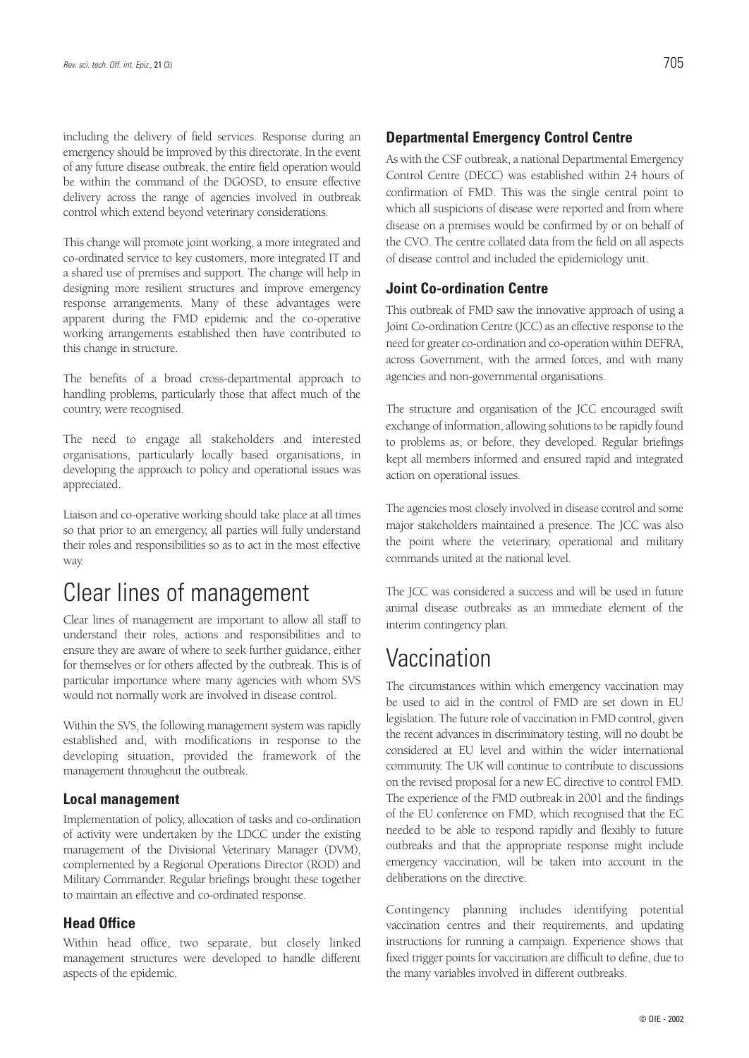including the delivery of field services. Response during an emergency should be improved by this directorate. In the event of any future disease outbreak, the entire field operation would be within the command of the DGOSD, to ensure effective delivery across the range of agencies involved in outbreak control which extend beyond veterinary considerations.

This change will promote joint working, a more integrated and co-ordinated service to key customers, more integrated IT and a shared use of premises and support. The change will help in designing more resilient structures and improve emergency response arrangements. Many of these advantages were apparent during the FMD epidemic and the co-operative working arrangements established then have contributed to this change in structure.

The benefits of a broad cross-departmental approach to handling problems, particularly those that affect much of the country, were recognised.

The need to engage all stakeholders and interested organisations, particularly locally based organisations, in developing the approach to policy and operational issues was appreciated.

Liaison and co-operative working should take place at all times so that prior to an emergency, all parties will fully understand their roles and responsibilities so as to act in the most effective way.

# Clear lines of management

Clear lines of management are important to allow all staff to understand their roles, actions and responsibilities and to ensure they are aware of where to seek further guidance, either for themselves or for others affected by the outbreak. This is of particular importance where many agencies with whom SVS would not normally work are involved in disease control.

Within the SVS, the following management system was rapidly established and, with modifications in response to the developing situation, provided the framework of the management throughout the outbreak.

### Local management

Implementation of policy, allocation of tasks and co-ordination of activity were undertaken by the LDCC under the existing management of the Divisional Veterinary Manager (DVM), complemented by a Regional Operations Director (ROD) and Military Commander. Regular briefings brought these together to maintain an effective and co-ordinated response.

### Head Office

Within head office, two separate, but closely linked management structures were developed to handle different aspects of the epidemic.

### Departmental Emergency Control Centre

As with the CSF outbreak, a national Departmental Emergency Control Centre (DECC) was established within 24 hours of confirmation of FMD. This was the single central point to which all suspicions of disease were reported and from where disease on a premises would be confirmed by or on behalf of the CVO. The centre collated data from the field on all aspects of disease control and included the epidemiology unit.

### Joint Co-ordination Centre

This outbreak of FMD saw the innovative approach of using a Joint Co-ordination Centre (JCC) as an effective response to the need for greater co-ordination and co-operation within DEFRA, across Government, with the armed forces, and with many agencies and non-governmental organisations.

The structure and organisation of the JCC encouraged swift exchange of information, allowing solutions to be rapidly found to problems as, or before, they developed. Regular briefings kept all members informed and ensured rapid and integrated action on operational issues.

The agencies most closely involved in disease control and some major stakeholders maintained a presence. The JCC was also the point where the veterinary, operational and military commands united at the national level.

The JCC was considered a success and will be used in future animal disease outbreaks as an immediate element of the interim contingency plan.

# Vaccination

The circumstances within which emergency vaccination may be used to aid in the control of FMD are set down in EU legislation. The future role of vaccination in FMD control, given the recent advances in discriminatory testing, will no doubt be considered at EU level and within the wider international community. The UK will continue to contribute to discussions on the revised proposal for a new EC directive to control FMD. The experience of the FMD outbreak in 2001 and the findings of the EU conference on FMD, which recognised that the EC needed to be able to respond rapidly and flexibly to future outbreaks and that the appropriate response might include emergency vaccination, will be taken into account in the deliberations on the directive.

Contingency planning includes identifying potential vaccination centres and their requirements, and updating instructions for running a campaign. Experience shows that fixed trigger points for vaccination are difficult to define, due to the many variables involved in different outbreaks.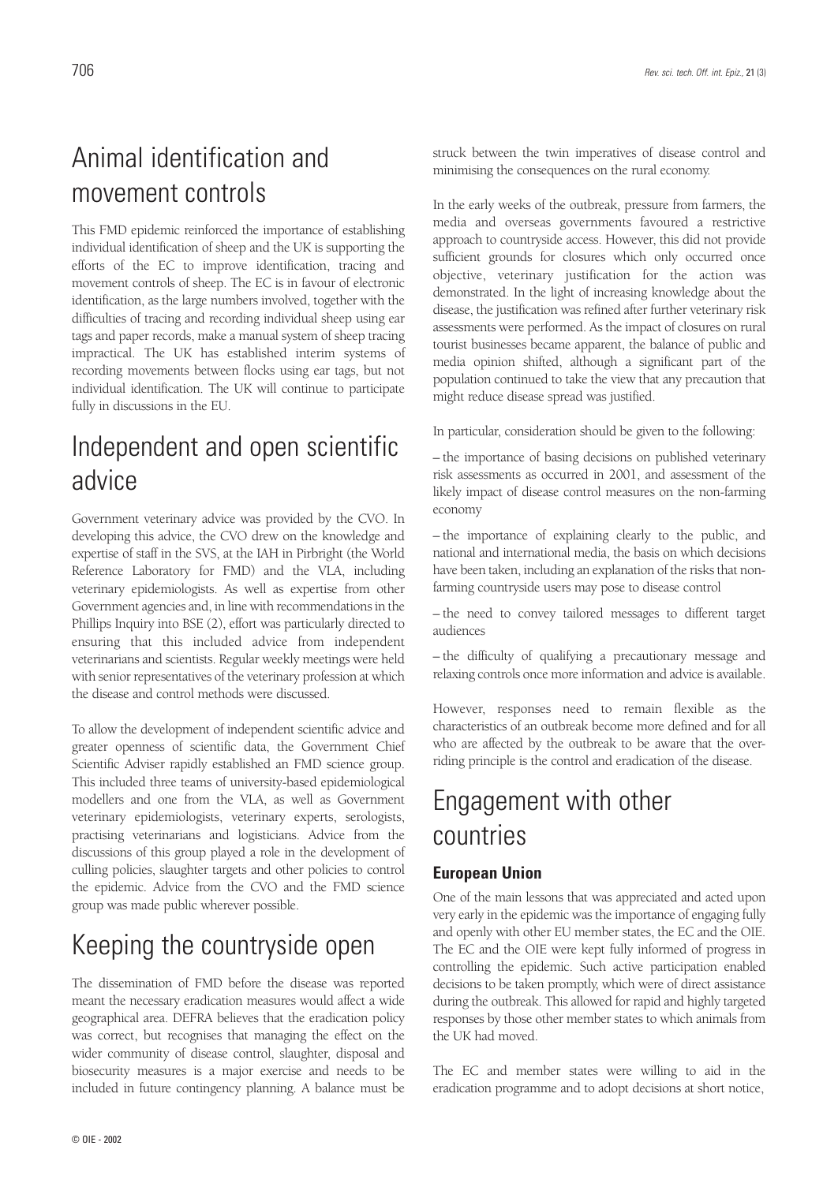## Animal identification and movement controls

This FMD epidemic reinforced the importance of establishing individual identification of sheep and the UK is supporting the efforts of the EC to improve identification, tracing and movement controls of sheep. The EC is in favour of electronic identification, as the large numbers involved, together with the difficulties of tracing and recording individual sheep using ear tags and paper records, make a manual system of sheep tracing impractical. The UK has established interim systems of recording movements between flocks using ear tags, but not individual identification. The UK will continue to participate fully in discussions in the EU.

## Independent and open scientific advice

Government veterinary advice was provided by the CVO. In developing this advice, the CVO drew on the knowledge and expertise of staff in the SVS, at the IAH in Pirbright (the World Reference Laboratory for FMD) and the VLA, including veterinary epidemiologists. As well as expertise from other Government agencies and, in line with recommendations in the Phillips Inquiry into BSE (2), effort was particularly directed to ensuring that this included advice from independent veterinarians and scientists. Regular weekly meetings were held with senior representatives of the veterinary profession at which the disease and control methods were discussed.

To allow the development of independent scientific advice and greater openness of scientific data, the Government Chief Scientific Adviser rapidly established an FMD science group. This included three teams of university-based epidemiological modellers and one from the VLA, as well as Government veterinary epidemiologists, veterinary experts, serologists, practising veterinarians and logisticians. Advice from the discussions of this group played a role in the development of culling policies, slaughter targets and other policies to control the epidemic. Advice from the CVO and the FMD science group was made public wherever possible.

## Keeping the countryside open

The dissemination of FMD before the disease was reported meant the necessary eradication measures would affect a wide geographical area. DEFRA believes that the eradication policy was correct, but recognises that managing the effect on the wider community of disease control, slaughter, disposal and biosecurity measures is a major exercise and needs to be included in future contingency planning. A balance must be struck between the twin imperatives of disease control and minimising the consequences on the rural economy.

In the early weeks of the outbreak, pressure from farmers, the media and overseas governments favoured a restrictive approach to countryside access. However, this did not provide sufficient grounds for closures which only occurred once objective, veterinary justification for the action was demonstrated. In the light of increasing knowledge about the disease, the justification was refined after further veterinary risk assessments were performed. As the impact of closures on rural tourist businesses became apparent, the balance of public and media opinion shifted, although a significant part of the population continued to take the view that any precaution that might reduce disease spread was justified.

In particular, consideration should be given to the following:

– the importance of basing decisions on published veterinary risk assessments as occurred in 2001, and assessment of the likely impact of disease control measures on the non-farming economy

– the importance of explaining clearly to the public, and national and international media, the basis on which decisions have been taken, including an explanation of the risks that non-farming countryside users may pose to disease control

– the need to convey tailored messages to different target audiences

– the difficulty of qualifying a precautionary message and relaxing controls once more information and advice is available.

However, responses need to remain flexible as the characteristics of an outbreak become more defined and for all who are affected by the outbreak to be aware that the over-riding principle is the control and eradication of the disease.

## Engagement with other countries

### European Union

One of the main lessons that was appreciated and acted upon very early in the epidemic was the importance of engaging fully and openly with other EU member states, the EC and the OIE. The EC and the OIE were kept fully informed of progress in controlling the epidemic. Such active participation enabled decisions to be taken promptly, which were of direct assistance during the outbreak. This allowed for rapid and highly targeted responses by those other member states to which animals from the UK had moved.

The EC and member states were willing to aid in the eradication programme and to adopt decisions at short notice,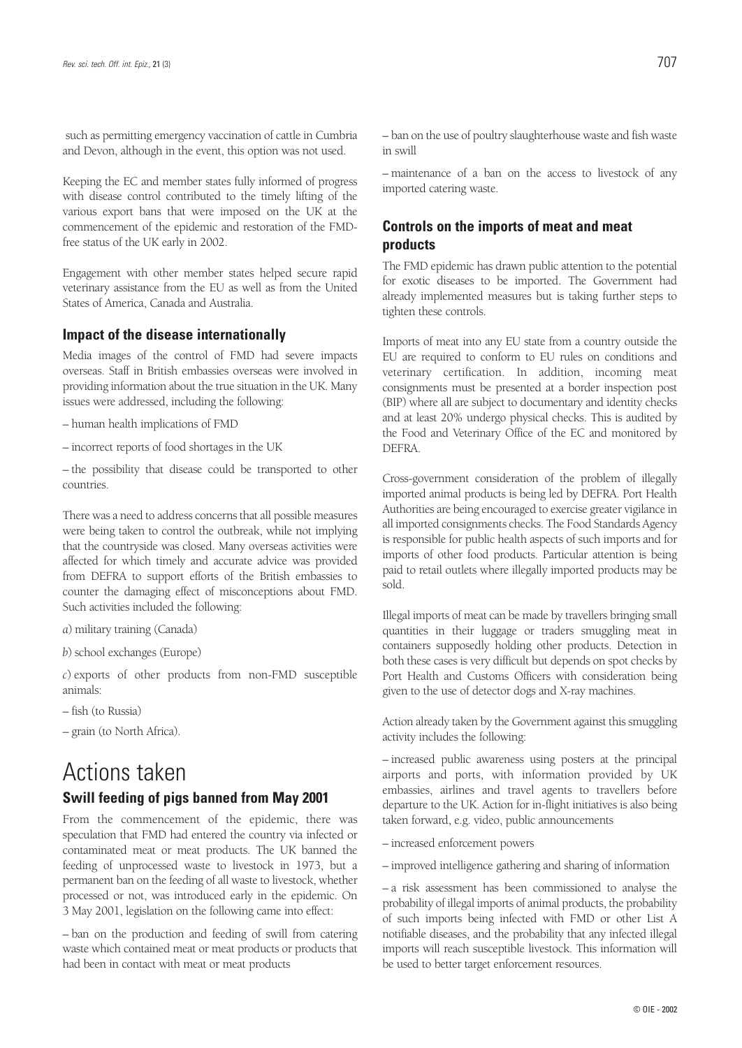such as permitting emergency vaccination of cattle in Cumbria and Devon, although in the event, this option was not used.

Keeping the EC and member states fully informed of progress with disease control contributed to the timely lifting of the various export bans that were imposed on the UK at the commencement of the epidemic and restoration of the FMD-free status of the UK early in 2002.

Engagement with other member states helped secure rapid veterinary assistance from the EU as well as from the United States of America, Canada and Australia.

### Impact of the disease internationally

Media images of the control of FMD had severe impacts overseas. Staff in British embassies overseas were involved in providing information about the true situation in the UK. Many issues were addressed, including the following:

– human health implications of FMD

– incorrect reports of food shortages in the UK

– the possibility that disease could be transported to other countries.

There was a need to address concerns that all possible measures were being taken to control the outbreak, while not implying that the countryside was closed. Many overseas activities were affected for which timely and accurate advice was provided from DEFRA to support efforts of the British embassies to counter the damaging effect of misconceptions about FMD. Such activities included the following:

*a*) military training (Canada)

*b*) school exchanges (Europe)

*c*) exports of other products from non-FMD susceptible animals:

– fish (to Russia)

– grain (to North Africa).

## Actions taken

### Swill feeding of pigs banned from May 2001

From the commencement of the epidemic, there was speculation that FMD had entered the country via infected or contaminated meat or meat products. The UK banned the feeding of unprocessed waste to livestock in 1973, but a permanent ban on the feeding of all waste to livestock, whether processed or not, was introduced early in the epidemic. On 3 May 2001, legislation on the following came into effect:

– ban on the production and feeding of swill from catering waste which contained meat or meat products or products that had been in contact with meat or meat products

– ban on the use of poultry slaughterhouse waste and fish waste in swill

– maintenance of a ban on the access to livestock of any imported catering waste.

### Controls on the imports of meat and meat products

The FMD epidemic has drawn public attention to the potential for exotic diseases to be imported. The Government had already implemented measures but is taking further steps to tighten these controls.

Imports of meat into any EU state from a country outside the EU are required to conform to EU rules on conditions and veterinary certification. In addition, incoming meat consignments must be presented at a border inspection post (BIP) where all are subject to documentary and identity checks and at least 20% undergo physical checks. This is audited by the Food and Veterinary Office of the EC and monitored by DEFRA.

Cross-government consideration of the problem of illegally imported animal products is being led by DEFRA. Port Health Authorities are being encouraged to exercise greater vigilance in all imported consignments checks. The Food Standards Agency is responsible for public health aspects of such imports and for imports of other food products. Particular attention is being paid to retail outlets where illegally imported products may be sold.

Illegal imports of meat can be made by travellers bringing small quantities in their luggage or traders smuggling meat in containers supposedly holding other products. Detection in both these cases is very difficult but depends on spot checks by Port Health and Customs Officers with consideration being given to the use of detector dogs and X-ray machines.

Action already taken by the Government against this smuggling activity includes the following:

– increased public awareness using posters at the principal airports and ports, with information provided by UK embassies, airlines and travel agents to travellers before departure to the UK. Action for in-flight initiatives is also being taken forward, e.g. video, public announcements

– increased enforcement powers

– improved intelligence gathering and sharing of information

– a risk assessment has been commissioned to analyse the probability of illegal imports of animal products, the probability of such imports being infected with FMD or other List A notifiable diseases, and the probability that any infected illegal imports will reach susceptible livestock. This information will be used to better target enforcement resources.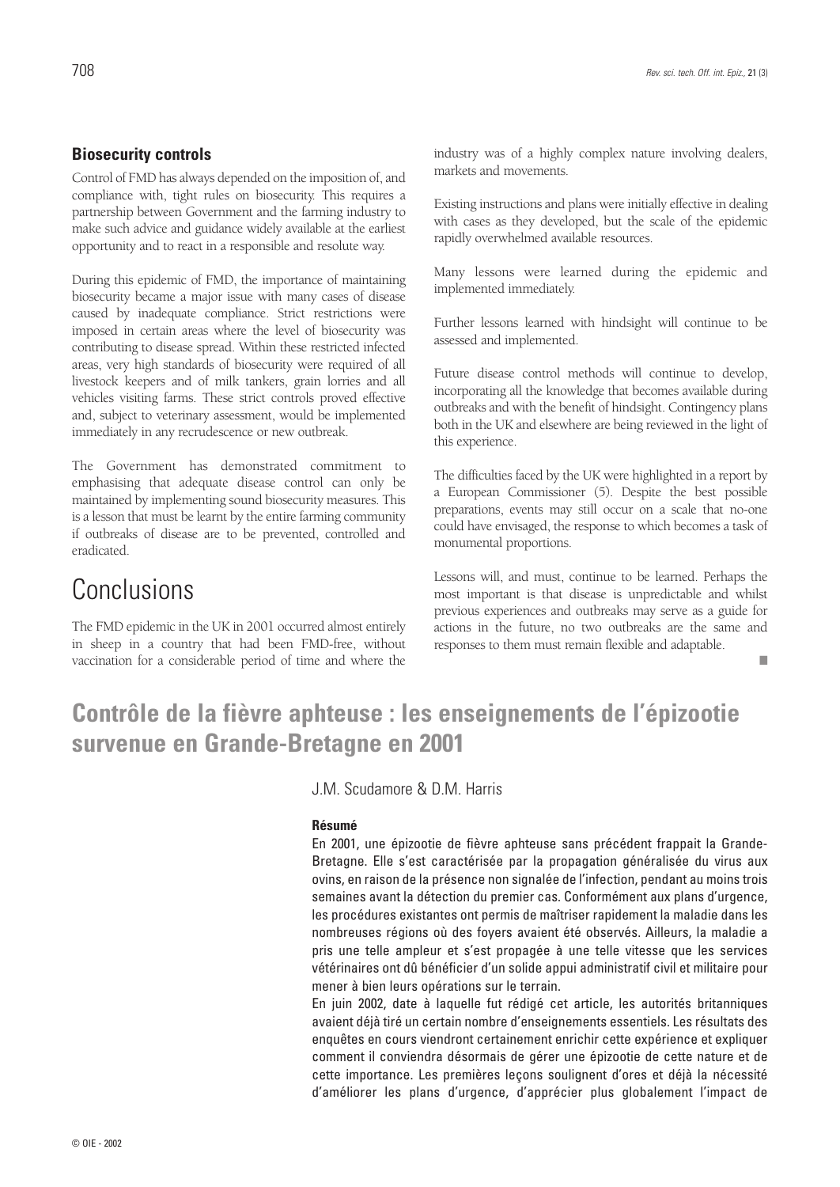### Biosecurity controls

Control of FMD has always depended on the imposition of, and compliance with, tight rules on biosecurity. This requires a partnership between Government and the farming industry to make such advice and guidance widely available at the earliest opportunity and to react in a responsible and resolute way.

During this epidemic of FMD, the importance of maintaining biosecurity became a major issue with many cases of disease caused by inadequate compliance. Strict restrictions were imposed in certain areas where the level of biosecurity was contributing to disease spread. Within these restricted infected areas, very high standards of biosecurity were required of all livestock keepers and of milk tankers, grain lorries and all vehicles visiting farms. These strict controls proved effective and, subject to veterinary assessment, would be implemented immediately in any recrudescence or new outbreak.

The Government has demonstrated commitment to emphasising that adequate disease control can only be maintained by implementing sound biosecurity measures. This is a lesson that must be learnt by the entire farming community if outbreaks of disease are to be prevented, controlled and eradicated.

# Conclusions

The FMD epidemic in the UK in 2001 occurred almost entirely in sheep in a country that had been FMD-free, without vaccination for a considerable period of time and where the industry was of a highly complex nature involving dealers, markets and movements.

Existing instructions and plans were initially effective in dealing with cases as they developed, but the scale of the epidemic rapidly overwhelmed available resources.

Many lessons were learned during the epidemic and implemented immediately.

Further lessons learned with hindsight will continue to be assessed and implemented.

Future disease control methods will continue to develop, incorporating all the knowledge that becomes available during outbreaks and with the benefit of hindsight. Contingency plans both in the UK and elsewhere are being reviewed in the light of this experience.

The difficulties faced by the UK were highlighted in a report by a European Commissioner (5). Despite the best possible preparations, events may still occur on a scale that no-one could have envisaged, the response to which becomes a task of monumental proportions.

Lessons will, and must, continue to be learned. Perhaps the most important is that disease is unpredictable and whilst previous experiences and outbreaks may serve as a guide for actions in the future, no two outbreaks are the same and responses to them must remain flexible and adaptable.

■

## Contrôle de la fièvre aphteuse : les enseignements de l'épizootie survenue en Grande-Bretagne en 2001

J.M. Scudamore & D.M. Harris

### Résumé

En 2001, une épizootie de fièvre aphteuse sans précédent frappait la Grande-Bretagne. Elle s'est caractérisée par la propagation généralisée du virus aux ovins, en raison de la présence non signalée de l'infection, pendant au moins trois semaines avant la détection du premier cas. Conformément aux plans d'urgence, les procédures existantes ont permis de maîtriser rapidement la maladie dans les nombreuses régions où des foyers avaient été observés. Ailleurs, la maladie a pris une telle ampleur et s'est propagée à une telle vitesse que les services vétérinaires ont dû bénéficier d'un solide appui administratif civil et militaire pour mener à bien leurs opérations sur le terrain.

En juin 2002, date à laquelle fut rédigé cet article, les autorités britanniques avaient déjà tiré un certain nombre d'enseignements essentiels. Les résultats des enquêtes en cours viendront certainement enrichir cette expérience et expliquer comment il conviendra désormais de gérer une épizootie de cette nature et de cette importance. Les premières leçons soulignent d'ores et déjà la nécessité d'améliorer les plans d'urgence, d'apprécier plus globalement l'impact de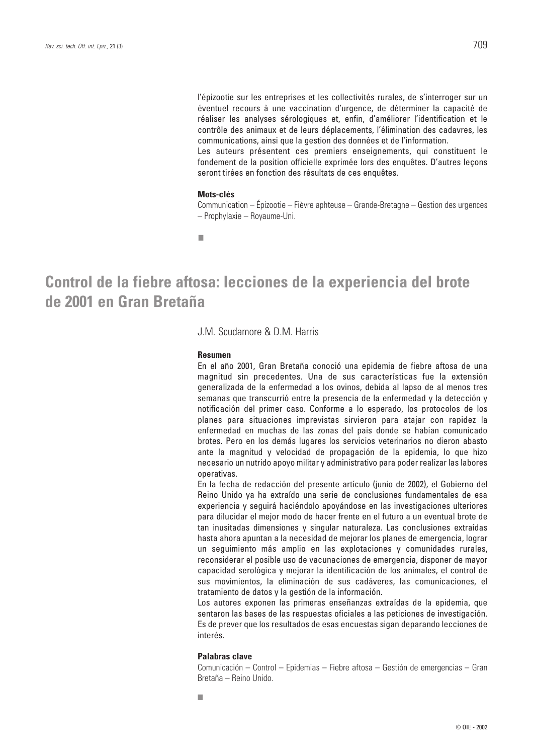l'épizootie sur les entreprises et les collectivités rurales, de s'interroger sur un éventuel recours à une vaccination d'urgence, de déterminer la capacité de réaliser les analyses sérologiques et, enfin, d'améliorer l'identification et le contrôle des animaux et de leurs déplacements, l'élimination des cadavres, les communications, ainsi que la gestion des données et de l'information.

Les auteurs présentent ces premiers enseignements, qui constituent le fondement de la position officielle exprimée lors des enquêtes. D'autres leçons seront tirées en fonction des résultats de ces enquêtes.

**Mots-clés**

Communication – Épizootie – Fièvre aphteuse – Grande-Bretagne – Gestion des urgences – Prophylaxie – Royaume-Uni.

■

# Control de la fiebre aftosa: lecciones de la experiencia del brote de 2001 en Gran Bretaña

J.M. Scudamore & D.M. Harris

**Resumen**

En el año 2001, Gran Bretaña conoció una epidemia de fiebre aftosa de una magnitud sin precedentes. Una de sus características fue la extensión generalizada de la enfermedad a los ovinos, debida al lapso de al menos tres semanas que transcurrió entre la presencia de la enfermedad y la detección y notificación del primer caso. Conforme a lo esperado, los protocolos de los planes para situaciones imprevistas sirvieron para atajar con rapidez la enfermedad en muchas de las zonas del país donde se habían comunicado brotes. Pero en los demás lugares los servicios veterinarios no dieron abasto ante la magnitud y velocidad de propagación de la epidemia, lo que hizo necesario un nutrido apoyo militar y administrativo para poder realizar las labores operativas.

En la fecha de redacción del presente artículo (junio de 2002), el Gobierno del Reino Unido ya ha extraído una serie de conclusiones fundamentales de esa experiencia y seguirá haciéndolo apoyándose en las investigaciones ulteriores para dilucidar el mejor modo de hacer frente en el futuro a un eventual brote de tan inusitadas dimensiones y singular naturaleza. Las conclusiones extraídas hasta ahora apuntan a la necesidad de mejorar los planes de emergencia, lograr un seguimiento más amplio en las explotaciones y comunidades rurales, reconsiderar el posible uso de vacunaciones de emergencia, disponer de mayor capacidad serológica y mejorar la identificación de los animales, el control de sus movimientos, la eliminación de sus cadáveres, las comunicaciones, el tratamiento de datos y la gestión de la información.

Los autores exponen las primeras enseñanzas extraídas de la epidemia, que sentaron las bases de las respuestas oficiales a las peticiones de investigación. Es de prever que los resultados de esas encuestas sigan deparando lecciones de interés.

**Palabras clave**

Comunicación – Control – Epidemias – Fiebre aftosa – Gestión de emergencias – Gran Bretaña – Reino Unido.

■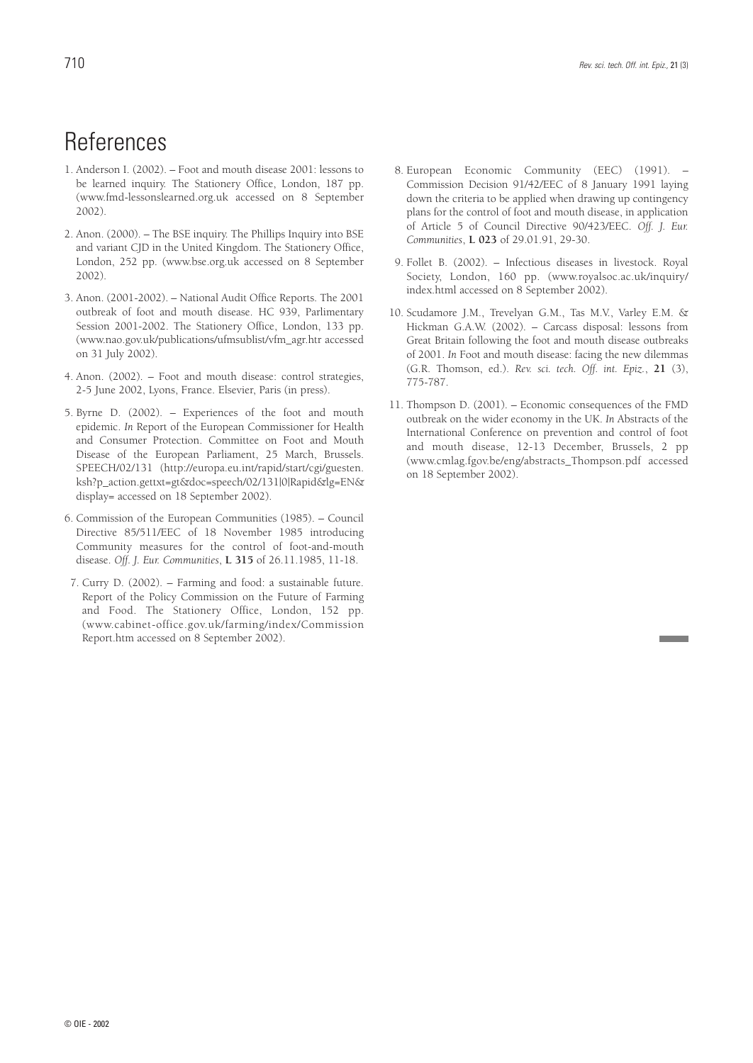# References

1. Anderson I. (2002). – Foot and mouth disease 2001: lessons to be learned inquiry. The Stationery Office, London, 187 pp. (www.fmd-lessonslearned.org.uk accessed on 8 September 2002).

2. Anon. (2000). – The BSE inquiry. The Phillips Inquiry into BSE and variant CJD in the United Kingdom. The Stationery Office, London, 252 pp. (www.bse.org.uk accessed on 8 September 2002).

3. Anon. (2001-2002). – National Audit Office Reports. The 2001 outbreak of foot and mouth disease. HC 939, Parlimentary Session 2001-2002. The Stationery Office, London, 133 pp. (www.nao.gov.uk/publications/ufmsublist/vfm_agr.htr accessed on 31 July 2002).

4. Anon. (2002). – Foot and mouth disease: control strategies, 2-5 June 2002, Lyons, France. Elsevier, Paris (in press).

5. Byrne D. (2002). – Experiences of the foot and mouth epidemic. *In* Report of the European Commissioner for Health and Consumer Protection. Committee on Foot and Mouth Disease of the European Parliament, 25 March, Brussels. SPEECH/02/131 (http://europa.eu.int/rapid/start/cgi/guesten.ksh?p_action.gettxt=gt&doc=speech/02/131|0|Rapid&lg=EN&display= accessed on 18 September 2002).

6. Commission of the European Communities (1985). – Council Directive 85/511/EEC of 18 November 1985 introducing Community measures for the control of foot-and-mouth disease. *Off. J. Eur. Communities*, **L 315** of 26.11.1985, 11-18.

7. Curry D. (2002). – Farming and food: a sustainable future. Report of the Policy Commission on the Future of Farming and Food. The Stationery Office, London, 152 pp. (www.cabinet-office.gov.uk/farming/index/CommissionReport.htm accessed on 8 September 2002).

8. European Economic Community (EEC) (1991). – Commission Decision 91/42/EEC of 8 January 1991 laying down the criteria to be applied when drawing up contingency plans for the control of foot and mouth disease, in application of Article 5 of Council Directive 90/423/EEC. *Off. J. Eur. Communities*, **L 023** of 29.01.91, 29-30.

9. Follet B. (2002). – Infectious diseases in livestock. Royal Society, London, 160 pp. (www.royalsoc.ac.uk/inquiry/index.html accessed on 8 September 2002).

10. Scudamore J.M., Trevelyan G.M., Tas M.V., Varley E.M. & Hickman G.A.W. (2002). – Carcass disposal: lessons from Great Britain following the foot and mouth disease outbreaks of 2001. *In* Foot and mouth disease: facing the new dilemmas (G.R. Thomson, ed.). *Rev. sci. tech. Off. int. Epiz.*, **21** (3), 775-787.

11. Thompson D. (2001). – Economic consequences of the FMD outbreak on the wider economy in the UK. *In* Abstracts of the International Conference on prevention and control of foot and mouth disease, 12-13 December, Brussels, 2 pp (www.cmlag.fgov.be/eng/abstracts_Thompson.pdf accessed on 18 September 2002).